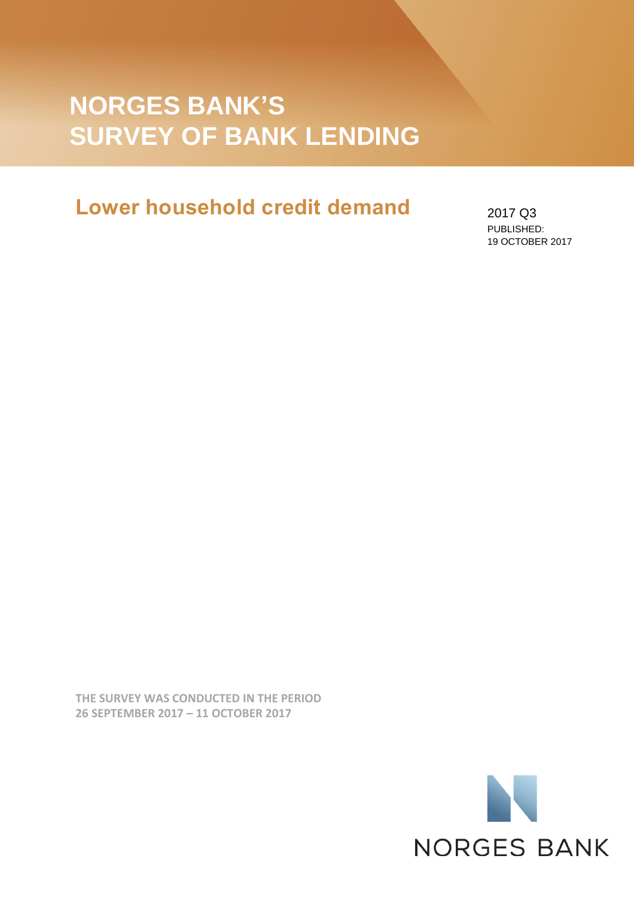# NORGES BANK'S SURVEY OF BANK LENDING

## Lower household credit demand

2017 Q3

PUBLISHED:
19 OCTOBER 2017

**THE SURVEY WAS CONDUCTED IN THE PERIOD 26 SEPTEMBER 2017 – 11 OCTOBER 2017**

NORGES BANK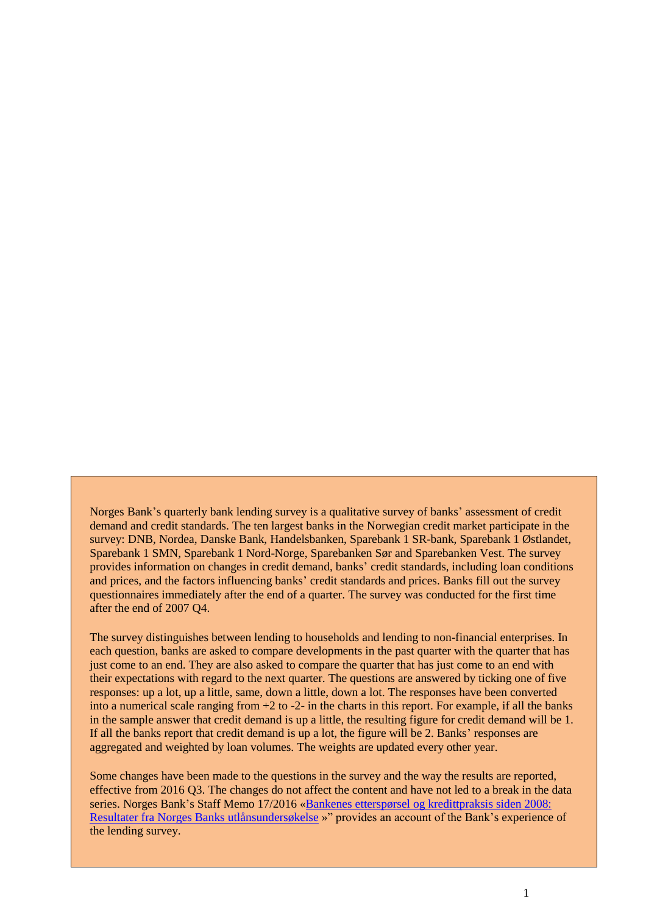Norges Bank's quarterly bank lending survey is a qualitative survey of banks' assessment of credit demand and credit standards. The ten largest banks in the Norwegian credit market participate in the survey: DNB, Nordea, Danske Bank, Handelsbanken, Sparebank 1 SR-bank, Sparebank 1 Østlandet, Sparebank 1 SMN, Sparebank 1 Nord-Norge, Sparebanken Sør and Sparebanken Vest. The survey provides information on changes in credit demand, banks' credit standards, including loan conditions and prices, and the factors influencing banks' credit standards and prices. Banks fill out the survey questionnaires immediately after the end of a quarter. The survey was conducted for the first time after the end of 2007 Q4.

The survey distinguishes between lending to households and lending to non-financial enterprises. In each question, banks are asked to compare developments in the past quarter with the quarter that has just come to an end. They are also asked to compare the quarter that has just come to an end with their expectations with regard to the next quarter. The questions are answered by ticking one of five responses: up a lot, up a little, same, down a little, down a lot. The responses have been converted into a numerical scale ranging from +2 to -2- in the charts in this report. For example, if all the banks in the sample answer that credit demand is up a little, the resulting figure for credit demand will be 1. If all the banks report that credit demand is up a lot, the figure will be 2. Banks' responses are aggregated and weighted by loan volumes. The weights are updated every other year.

Some changes have been made to the questions in the survey and the way the results are reported, effective from 2016 Q3. The changes do not affect the content and have not led to a break in the data series. Norges Bank's Staff Memo 17/2016 «Bankenes etterspørsel og kredittpraksis siden 2008: Resultater fra Norges Banks utlånsundersøkelse »" provides an account of the Bank's experience of the lending survey.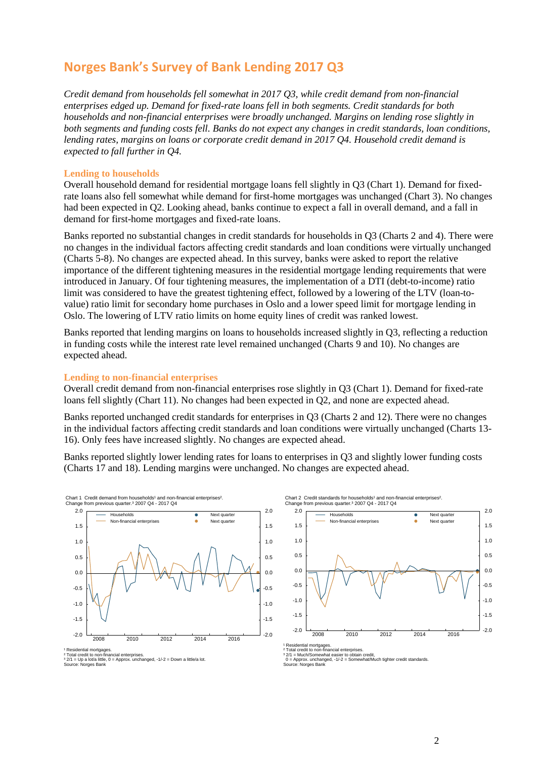# Norges Bank's Survey of Bank Lending 2017 Q3

*Credit demand from households fell somewhat in 2017 Q3, while credit demand from non-financial enterprises edged up. Demand for fixed-rate loans fell in both segments. Credit standards for both households and non-financial enterprises were broadly unchanged. Margins on lending rose slightly in both segments and funding costs fell. Banks do not expect any changes in credit standards, loan conditions, lending rates, margins on loans or corporate credit demand in 2017 Q4. Household credit demand is expected to fall further in Q4.*

### Lending to households

Overall household demand for residential mortgage loans fell slightly in Q3 (Chart 1). Demand for fixed-rate loans also fell somewhat while demand for first-home mortgages was unchanged (Chart 3). No changes had been expected in Q2. Looking ahead, banks continue to expect a fall in overall demand, and a fall in demand for first-home mortgages and fixed-rate loans.

Banks reported no substantial changes in credit standards for households in Q3 (Charts 2 and 4). There were no changes in the individual factors affecting credit standards and loan conditions were virtually unchanged (Charts 5-8). No changes are expected ahead. In this survey, banks were asked to report the relative importance of the different tightening measures in the residential mortgage lending requirements that were introduced in January. Of four tightening measures, the implementation of a DTI (debt-to-income) ratio limit was considered to have the greatest tightening effect, followed by a lowering of the LTV (loan-to-value) ratio limit for secondary home purchases in Oslo and a lower speed limit for mortgage lending in Oslo. The lowering of LTV ratio limits on home equity lines of credit was ranked lowest.

Banks reported that lending margins on loans to households increased slightly in Q3, reflecting a reduction in funding costs while the interest rate level remained unchanged (Charts 9 and 10). No changes are expected ahead.

### Lending to non-financial enterprises

Overall credit demand from non-financial enterprises rose slightly in Q3 (Chart 1). Demand for fixed-rate loans fell slightly (Chart 11). No changes had been expected in Q2, and none are expected ahead.

Banks reported unchanged credit standards for enterprises in Q3 (Charts 2 and 12). There were no changes in the individual factors affecting credit standards and loan conditions were virtually unchanged (Charts 13-16). Only fees have increased slightly. No changes are expected ahead.

Banks reported slightly lower lending rates for loans to enterprises in Q3 and slightly lower funding costs (Charts 17 and 18). Lending margins were unchanged. No changes are expected ahead.

Chart 1 Credit demand from households[1] and non-financial enterprises[2]. Change from previous quarter.[3] 2007 Q4 - 2017 Q4

[1] Residential mortgages.
[2] Total credit to non-financial enterprises.
[3] 2/1 = Up a lot/a little, 0 = Approx. unchanged, -1/-2 = Down a little/a lot.
Source: Norges Bank

Chart 2 Credit standards for households[1] and non-financial enterprises[2]. Change from previous quarter.[3] 2007 Q4 - 2017 Q4

[1] Residential mortgages.
[2] Total credit to non-financial enterprises.
[3] 2/1 = Much/Somewhat easier to obtain credit, 0 = Approx. unchanged, -1/-2 = Somewhat/Much tighter credit standards.
Source: Norges Bank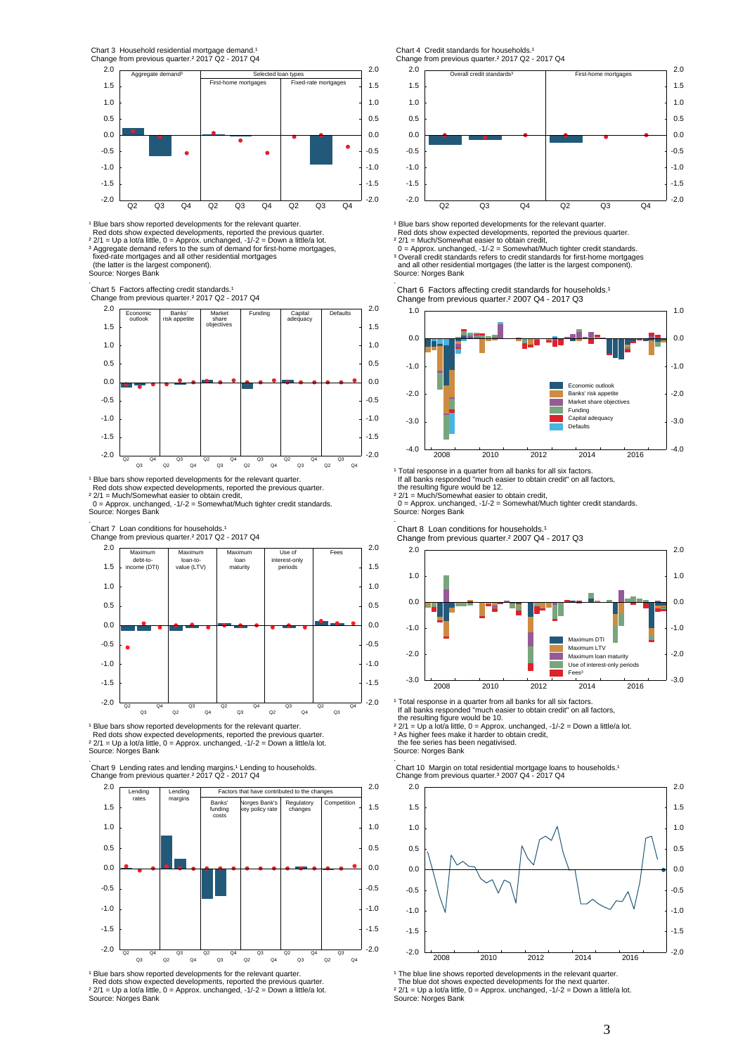Chart 3 Household residential mortgage demand.[1]
Change from previous quarter.[2] 2017 Q2 - 2017 Q4

[1] Blue bars show reported developments for the relevant quarter.
Red dots show expected developments, reported the previous quarter.
[2] 2/1 = Up a lot/a little, 0 = Approx. unchanged, -1/-2 = Down a little/a lot.
[3] Aggregate demand refers to the sum of demand for first-home mortgages, fixed-rate mortgages and all other residential mortgages (the latter is the largest component).
Source: Norges Bank

Chart 4 Credit standards for households.[1]
Change from previous quarter.[2] 2017 Q2 - 2017 Q4

[1] Blue bars show reported developments for the relevant quarter.
Red dots show expected developments, reported the previous quarter.
[2] 2/1 = Much/Somewhat easier to obtain credit,
0 = Approx. unchanged, -1/-2 = Somewhat/Much tighter credit standards.
[3] Overall credit standards refers to credit standards for first-home mortgages and all other residential mortgages (the latter is the largest component).
Source: Norges Bank

Chart 5 Factors affecting credit standards.[1]
Change from previous quarter.[2] 2017 Q2 - 2017 Q4

[1] Blue bars show reported developments for the relevant quarter.
Red dots show expected developments, reported the previous quarter.
[2] 2/1 = Much/Somewhat easier to obtain credit,
0 = Approx. unchanged, -1/-2 = Somewhat/Much tighter credit standards.
Source: Norges Bank

Chart 6 Factors affecting credit standards for households.[1]
Change from previous quarter.[2] 2007 Q4 - 2017 Q3

[1] Total response in a quarter from all banks for all six factors.
If all banks responded "much easier to obtain credit" on all factors, the resulting figure would be 12.
[2] 2/1 = Much/Somewhat easier to obtain credit,
0 = Approx. unchanged, -1/-2 = Somewhat/Much tighter credit standards.
Source: Norges Bank

Chart 7 Loan conditions for households.[1]
Change from previous quarter.[2] 2017 Q2 - 2017 Q4

[1] Blue bars show reported developments for the relevant quarter.
Red dots show expected developments, reported the previous quarter.
[2] 2/1 = Up a lot/a little, 0 = Approx. unchanged, -1/-2 = Down a little/a lot.
Source: Norges Bank

Chart 8 Loan conditions for households.[1]
Change from previous quarter.[2] 2007 Q4 - 2017 Q3

[1] Total response in a quarter from all banks for all six factors.
If all banks responded "much easier to obtain credit" on all factors, the resulting figure would be 10.
[2] 2/1 = Up a lot/a little, 0 = Approx. unchanged, -1/-2 = Down a little/a lot.
[3] As higher fees make it harder to obtain credit, the fee series has been negativised.
Source: Norges Bank

Chart 9 Lending rates and lending margins.[1] Lending to households.
Change from previous quarter.[2] 2017 Q2 - 2017 Q4

[1] Blue bars show reported developments for the relevant quarter.
Red dots show expected developments, reported the previous quarter.
[2] 2/1 = Up a lot/a little, 0 = Approx. unchanged, -1/-2 = Down a little/a lot.
Source: Norges Bank

Chart 10 Margin on total residential mortgage loans to households.[1]
Change from previous quarter.[3] 2007 Q4 - 2017 Q4

[1] The blue line shows reported developments in the relevant quarter.
The blue dot shows expected developments for the next quarter.
[2] 2/1 = Up a lot/a little, 0 = Approx. unchanged, -1/-2 = Down a little/a lot.
Source: Norges Bank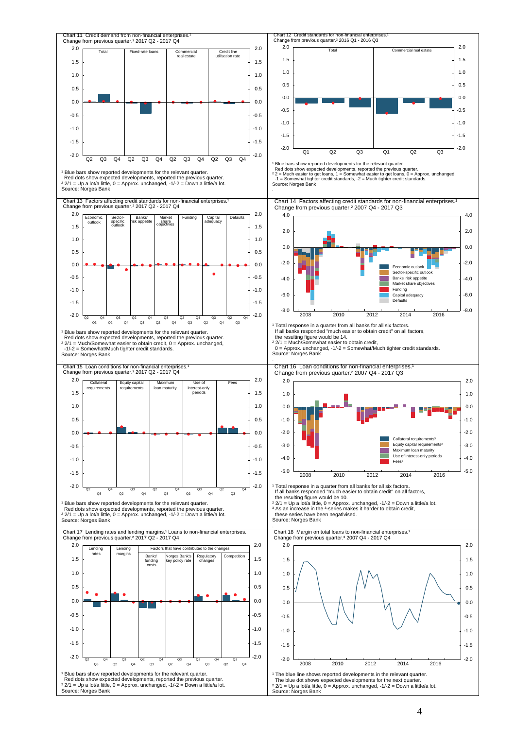Chart 11 Credit demand from non-financial enterprises.[1]
Change from previous quarter.[2] 2017 Q2 - 2017 Q4

Total
Fixed-rate loans
Commercial real estate
Credit line utilisation rate

2.0
1.5
1.0
0.5
0.0
-0.5
-1.0
-1.5
-2.0

Q2 Q3 Q4 Q2 Q3 Q4 Q2 Q3 Q4 Q2 Q3 Q4

[1] Blue bars show reported developments for the relevant quarter.
Red dots show expected developments, reported the previous quarter.
[2] 2/1 = Up a lot/a little, 0 = Approx. unchanged, -1/-2 = Down a little/a lot.
Source: Norges Bank

Chart 12 Credit standards for non-financial enterprises.[1]
Change from previous quarter.[2] 2016 Q1 - 2016 Q3

Total
Commercial real estate

2.0
1.5
1.0
0.5
0.0
-0.5
-1.0
-1.5
-2.0

Q1 Q2 Q3 Q1 Q2 Q3

[1] Blue bars show reported developments for the relevant quarter.
Red dots show expected developments, reported the previous quarter.
[2] 2 = Much easier to get loans, 1 = Somewhat easier to get loans, 0 = Approx. unchanged, -1 = Somewhat tighter credit standards, -2 = Much tighter credit standards.
Source: Norges Bank

Chart 13 Factors affecting credit standards for non-financial enterprises.[1]
Change from previous quarter.[2] 2017 Q2 - 2017 Q4

Economic outlook
Sector-specific outlook
Banks' risk appetite
Market share objectives
Funding
Capital adequacy
Defaults

2.0
1.5
1.0
0.5
0.0
-0.5
-1.0
-1.5
-2.0

Q2 Q3 Q4 Q2 Q3 Q4 Q2 Q3 Q4 Q2 Q3 Q4 Q2 Q3 Q4 Q2 Q3 Q4 Q2 Q3 Q4

[1] Blue bars show reported developments for the relevant quarter.
Red dots show expected developments, reported the previous quarter.
[2] 2/1 = Much/Somewhat easier to obtain credit, 0 = Approx. unchanged,
-1/-2 = Somewhat/Much tighter credit standards.
Source: Norges Bank

Chart 14 Factors affecting credit standards for non-financial enterprises.[1]
Change from previous quarter.[2] 2007 Q4 - 2017 Q3

4.0
2.0
0.0
-2.0
-4.0
-6.0
-8.0

2008 2010 2012 2014 2016

Economic outlook
Sector-specific outlook
Banks' risk appetite
Market share objectives
Funding
Capital adequacy
Defaults

[1] Total response in a quarter from all banks for all six factors.
If all banks responded "much easier to obtain credit" on all factors,
the resulting figure would be 14.
[2] 2/1 = Much/Somewhat easier to obtain credit,
0 = Approx. unchanged, -1/-2 = Somewhat/Much tighter credit standards.
Source: Norges Bank

Chart 15 Loan conditions for non-financial enterprises.[1]
Change from previous quarter.[2] 2017 Q2 - 2017 Q4

Collateral requirements
Equity capital requirements
Maximum loan maturity
Use of interest-only periods
Fees

2.0
1.5
1.0
0.5
0.0
-0.5
-1.0
-1.5
-2.0

Q2 Q3 Q4 Q2 Q3 Q4 Q2 Q3 Q4 Q2 Q3 Q4 Q2 Q3 Q4

[1] Blue bars show reported developments for the relevant quarter.
Red dots show expected developments, reported the previous quarter.
[2] 2/1 = Up a lot/a little, 0 = Approx. unchanged, -1/-2 = Down a little/a lot.
Source: Norges Bank

Chart 16 Loan conditions for non-financial enterprises.[1]
Change from previous quarter.[2] 2007 Q4 - 2017 Q3

2.0
1.0
0.0
-1.0
-2.0
-3.0
-4.0
-5.0

2008 2010 2012 2014 2016

Collateral requirements[3]
Equity capital requirements[3]
Maximum loan maturity
Use of interest-only periods
Fees[3]

[1] Total response in a quarter from all banks for all six factors.
If all banks responded "much easier to obtain credit" on all factors,
the resulting figure would be 10.
[2] 2/1 = Up a lot/a little, 0 = Approx. unchanged, -1/-2 = Down a little/a lot.
[3] As an increase in the [3]-series makes it harder to obtain credit,
these series have been negativised.
Source: Norges Bank

Chart 17 Lending rates and lending margins.[1] Loans to non-financial enterprises.
Change from previous quarter.[2] 2017 Q2 - 2017 Q4

Lending rates
Lending margins
Factors that have contributed to the changes
Banks' funding costs
Norges Bank's key policy rate
Regulatory changes
Competition

2.0
1.5
1.0
0.5
0.0
-0.5
-1.0
-1.5
-2.0

Q2 Q3 Q4 Q2 Q3 Q4 Q2 Q3 Q4 Q2 Q3 Q4 Q2 Q3 Q4 Q2 Q3 Q4

[1] Blue bars show reported developments for the relevant quarter.
Red dots show expected developments, reported the previous quarter.
[2] 2/1 = Up a lot/a little, 0 = Approx. unchanged, -1/-2 = Down a little/a lot.
Source: Norges Bank

Chart 18 Margin on total loans to non-financial enterprises.[1]
Change from previous quarter.[2] 2007 Q4 - 2017 Q4

2.0
1.5
1.0
0.5
0.0
-0.5
-1.0
-1.5
-2.0

2008 2010 2012 2014 2016

[1] The blue line shows reported developments in the relevant quarter.
The blue dot shows expected developments for the next quarter.
[2] 2/1 = Up a lot/a little, 0 = Approx. unchanged, -1/-2 = Down a little/a lot.
Source: Norges Bank